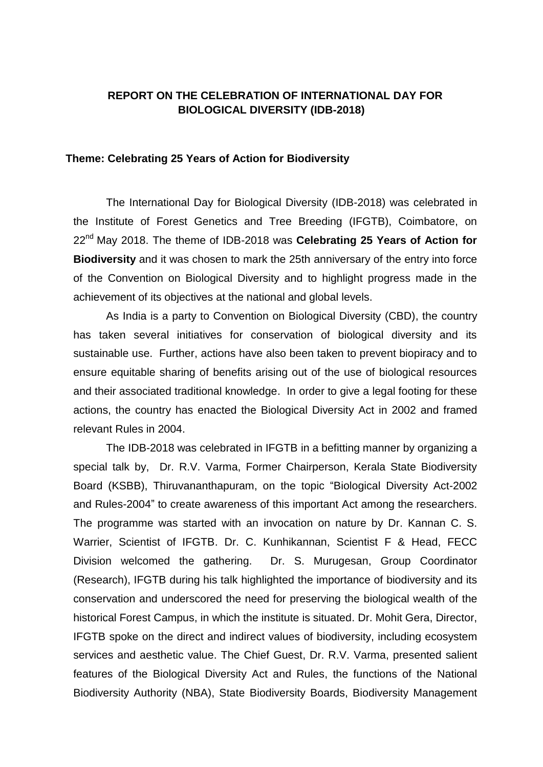# REPORT ON THE CELEBRATION OF INTERNATIONAL DAY FOR BIOLOGICAL DIVERSITY (IDB-2018)

**Theme: Celebrating 25 Years of Action for Biodiversity**

The International Day for Biological Diversity (IDB-2018) was celebrated in the Institute of Forest Genetics and Tree Breeding (IFGTB), Coimbatore, on 22nd May 2018. The theme of IDB-2018 was **Celebrating 25 Years of Action for Biodiversity** and it was chosen to mark the 25th anniversary of the entry into force of the Convention on Biological Diversity and to highlight progress made in the achievement of its objectives at the national and global levels.

As India is a party to Convention on Biological Diversity (CBD), the country has taken several initiatives for conservation of biological diversity and its sustainable use. Further, actions have also been taken to prevent biopiracy and to ensure equitable sharing of benefits arising out of the use of biological resources and their associated traditional knowledge. In order to give a legal footing for these actions, the country has enacted the Biological Diversity Act in 2002 and framed relevant Rules in 2004.

The IDB-2018 was celebrated in IFGTB in a befitting manner by organizing a special talk by, Dr. R.V. Varma, Former Chairperson, Kerala State Biodiversity Board (KSBB), Thiruvananthapuram, on the topic "Biological Diversity Act-2002 and Rules-2004" to create awareness of this important Act among the researchers. The programme was started with an invocation on nature by Dr. Kannan C. S. Warrier, Scientist of IFGTB. Dr. C. Kunhikannan, Scientist F & Head, FECC Division welcomed the gathering. Dr. S. Murugesan, Group Coordinator (Research), IFGTB during his talk highlighted the importance of biodiversity and its conservation and underscored the need for preserving the biological wealth of the historical Forest Campus, in which the institute is situated. Dr. Mohit Gera, Director, IFGTB spoke on the direct and indirect values of biodiversity, including ecosystem services and aesthetic value. The Chief Guest, Dr. R.V. Varma, presented salient features of the Biological Diversity Act and Rules, the functions of the National Biodiversity Authority (NBA), State Biodiversity Boards, Biodiversity Management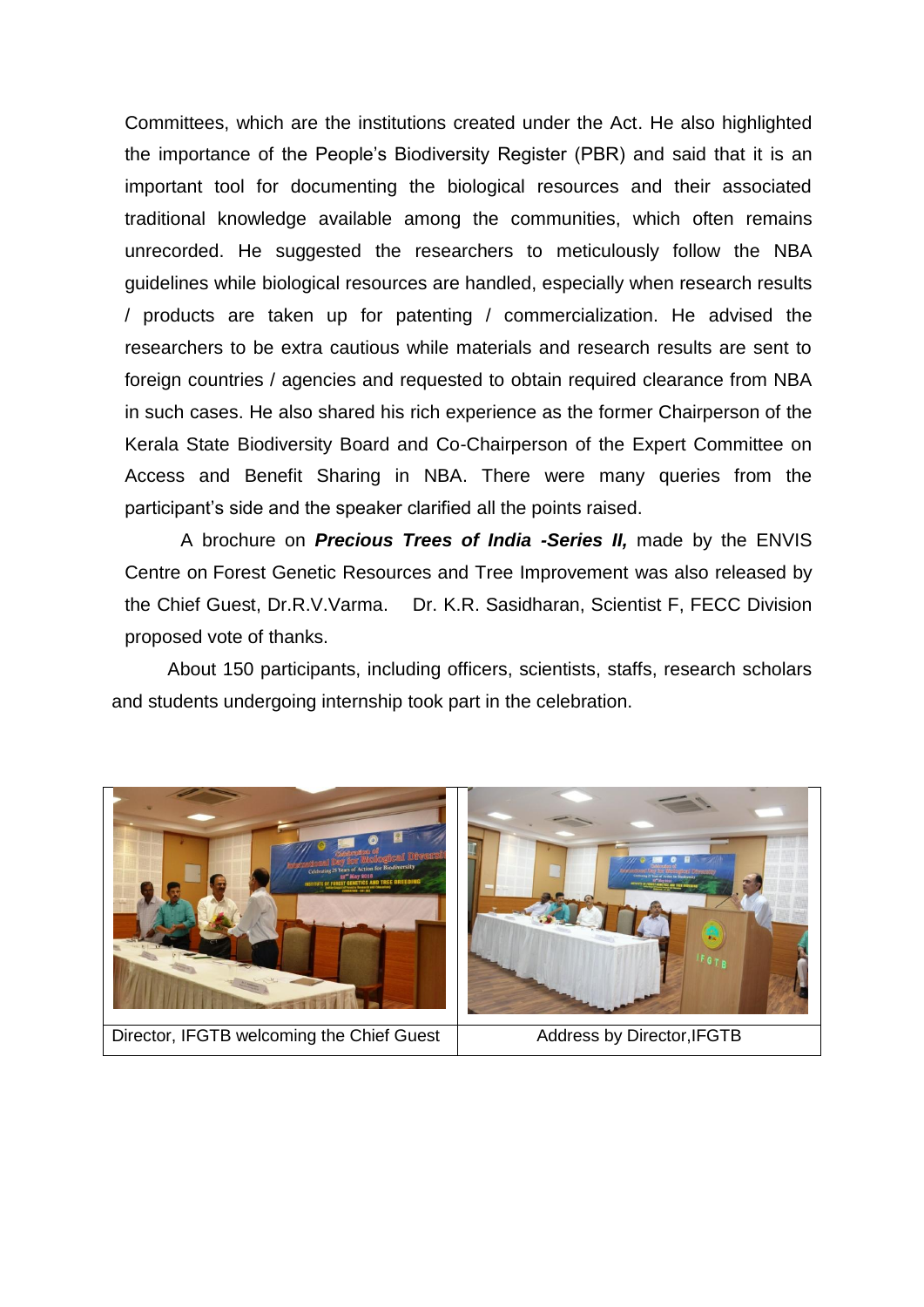Committees, which are the institutions created under the Act. He also highlighted the importance of the People's Biodiversity Register (PBR) and said that it is an important tool for documenting the biological resources and their associated traditional knowledge available among the communities, which often remains unrecorded. He suggested the researchers to meticulously follow the NBA guidelines while biological resources are handled, especially when research results / products are taken up for patenting / commercialization. He advised the researchers to be extra cautious while materials and research results are sent to foreign countries / agencies and requested to obtain required clearance from NBA in such cases. He also shared his rich experience as the former Chairperson of the Kerala State Biodiversity Board and Co-Chairperson of the Expert Committee on Access and Benefit Sharing in NBA. There were many queries from the participant's side and the speaker clarified all the points raised.

A brochure on ***Precious Trees of India -Series II,*** made by the ENVIS Centre on Forest Genetic Resources and Tree Improvement was also released by the Chief Guest, Dr.R.V.Varma. Dr. K.R. Sasidharan, Scientist F, FECC Division proposed vote of thanks.

About 150 participants, including officers, scientists, staffs, research scholars and students undergoing internship took part in the celebration.

| Director, IFGTB welcoming the Chief Guest | Address by Director,IFGTB |
|---|---|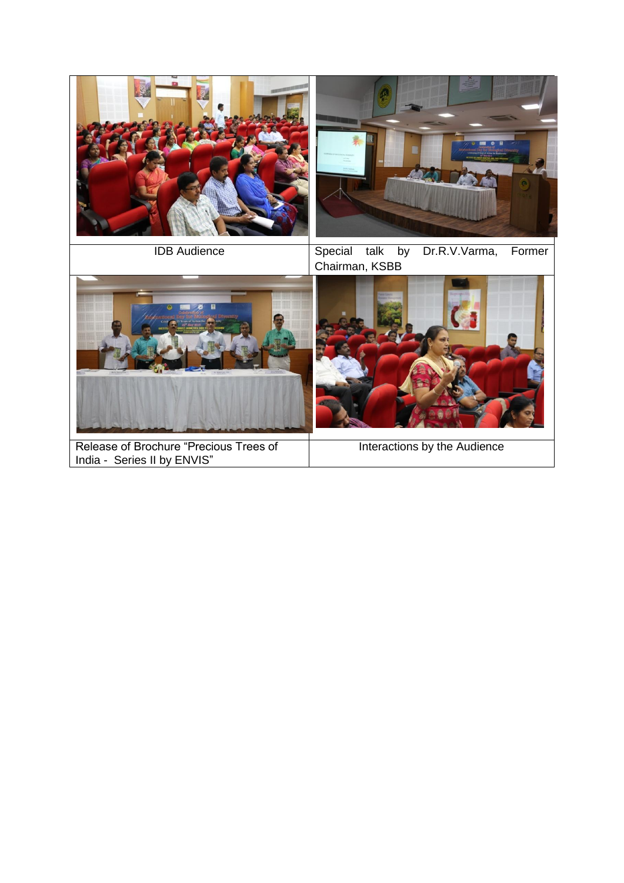| | |
|---|---|
| IDB Audience | Special talk by Dr.R.V.Varma, Former Chairman, KSBB |
| Release of Brochure “Precious Trees of India - Series II by ENVIS” | Interactions by the Audience |